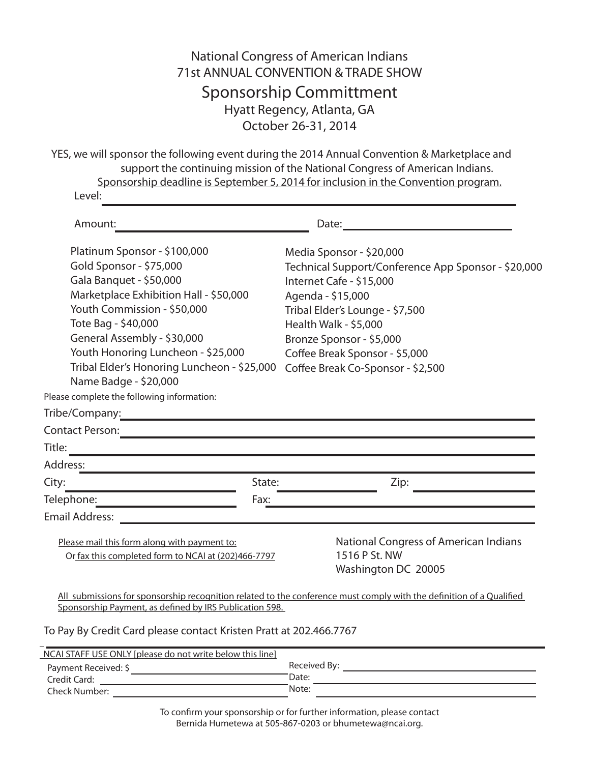National Congress of American Indians
71st ANNUAL CONVENTION & TRADE SHOW

# Sponsorship Committment

Hyatt Regency, Atlanta, GA
October 26-31, 2014

YES, we will sponsor the following event during the 2014 Annual Convention & Marketplace and support the continuing mission of the National Congress of American Indians.

Sponsorship deadline is September 5, 2014 for inclusion in the Convention program.

Level: ______________________________

Amount: ______________________ Date: ______________________

- Platinum Sponsor - $100,000
- Gold Sponsor - $75,000
- Gala Banquet - $50,000
- Marketplace Exhibition Hall - $50,000
- Youth Commission - $50,000
- Tote Bag - $40,000
- General Assembly - $30,000
- Youth Honoring Luncheon - $25,000
- Tribal Elder's Honoring Luncheon - $25,000
- Name Badge - $20,000
- Media Sponsor - $20,000
- Technical Support/Conference App Sponsor - $20,000
- Internet Cafe - $15,000
- Agenda - $15,000
- Tribal Elder's Lounge - $7,500
- Health Walk - $5,000
- Bronze Sponsor - $5,000
- Coffee Break Sponsor - $5,000
- Coffee Break Co-Sponsor - $2,500

Please complete the following information:

Tribe/Company: ______________________________

Contact Person: ______________________________

Title: ______________________________

Address: ______________________________

City: ______________ State: ______________ Zip: ______________

Telephone: ______________ Fax: ______________

Email Address: ______________________________

Please mail this form along with payment to:
Or fax this completed form to NCAI at (202)466-7797

National Congress of American Indians
1516 P St. NW
Washington DC 20005

All submissions for sponsorship recognition related to the conference must comply with the definition of a Qualified Sponsorship Payment, as defined by IRS Publication 598.

To Pay By Credit Card please contact Kristen Pratt at 202.466.7767

NCAI STAFF USE ONLY [please do not write below this line]

Payment Received: $ ______________ Received By: ______________

Credit Card: ______________ Date: ______________

Check Number: ______________ Note: ______________

To confirm your sponsorship or for further information, please contact
Bernida Humetewa at 505-867-0203 or bhumetewa@ncai.org.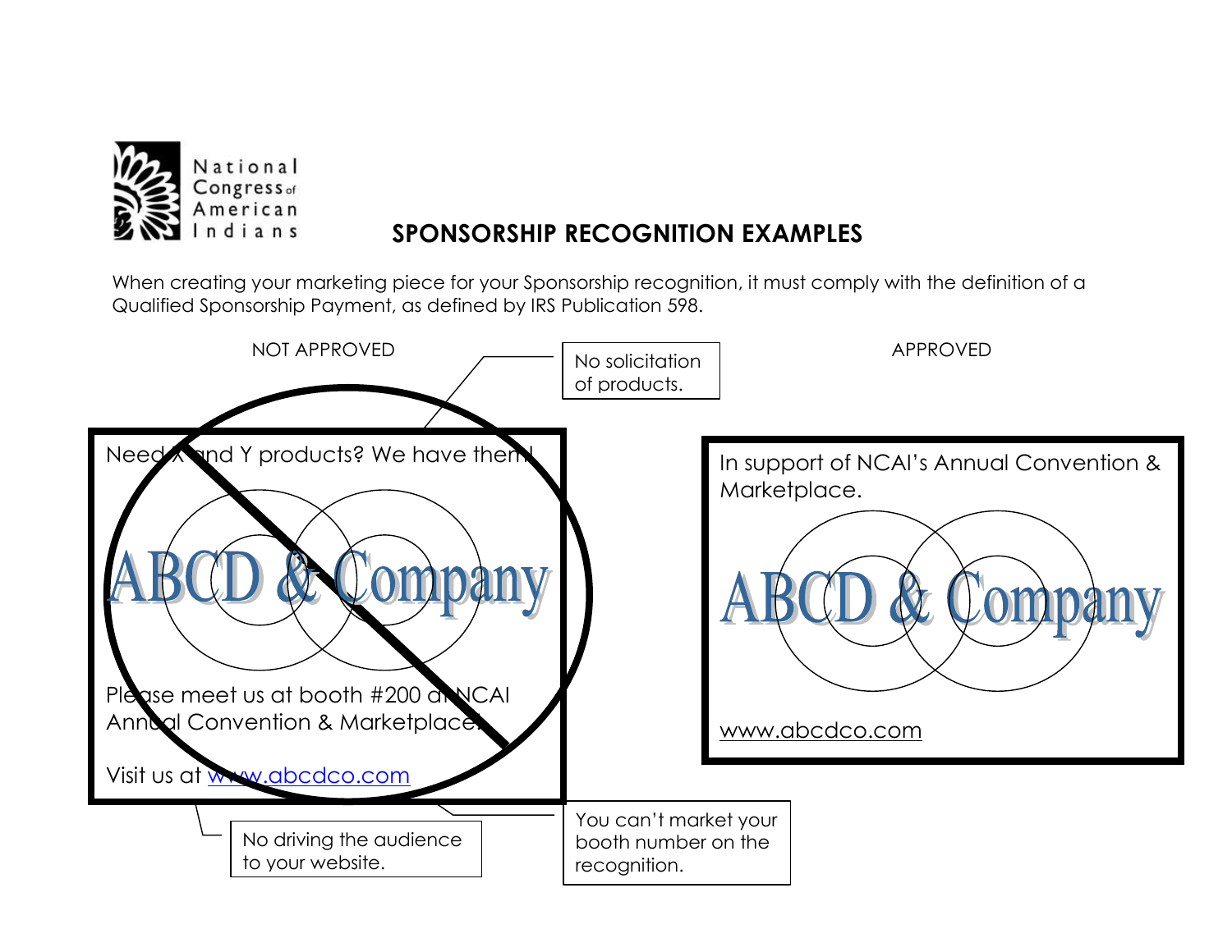National Congress of American Indians

## SPONSORSHIP RECOGNITION EXAMPLES

When creating your marketing piece for your Sponsorship recognition, it must comply with the definition of a Qualified Sponsorship Payment, as defined by IRS Publication 598.

**NOT APPROVED**

Need X and Y products? We have them!

ABCD & Company

Please meet us at booth #200 at NCAI Annual Convention & Marketplace!

Visit us at www.abcdco.com

- No solicitation of products.
- No driving the audience to your website.
- You can't market your booth number on the recognition.

**APPROVED**

In support of NCAI's Annual Convention & Marketplace.

ABCD & Company

www.abcdco.com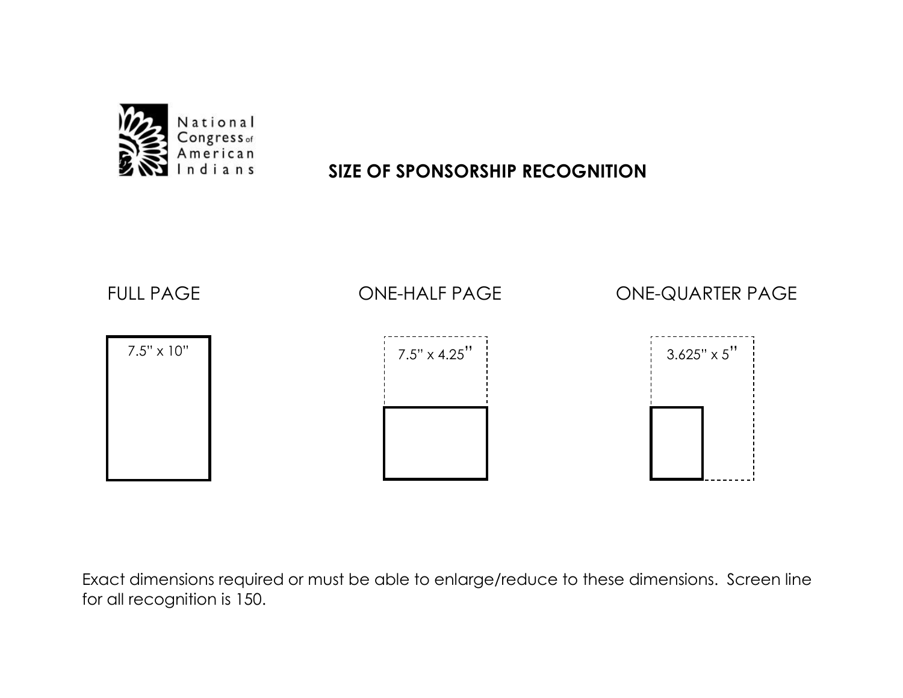National Congress of American Indians

## SIZE OF SPONSORSHIP RECOGNITION

FULL PAGE

7.5" x 10"

ONE-HALF PAGE

7.5" x 4.25"

ONE-QUARTER PAGE

3.625" x 5"

Exact dimensions required or must be able to enlarge/reduce to these dimensions. Screen line for all recognition is 150.